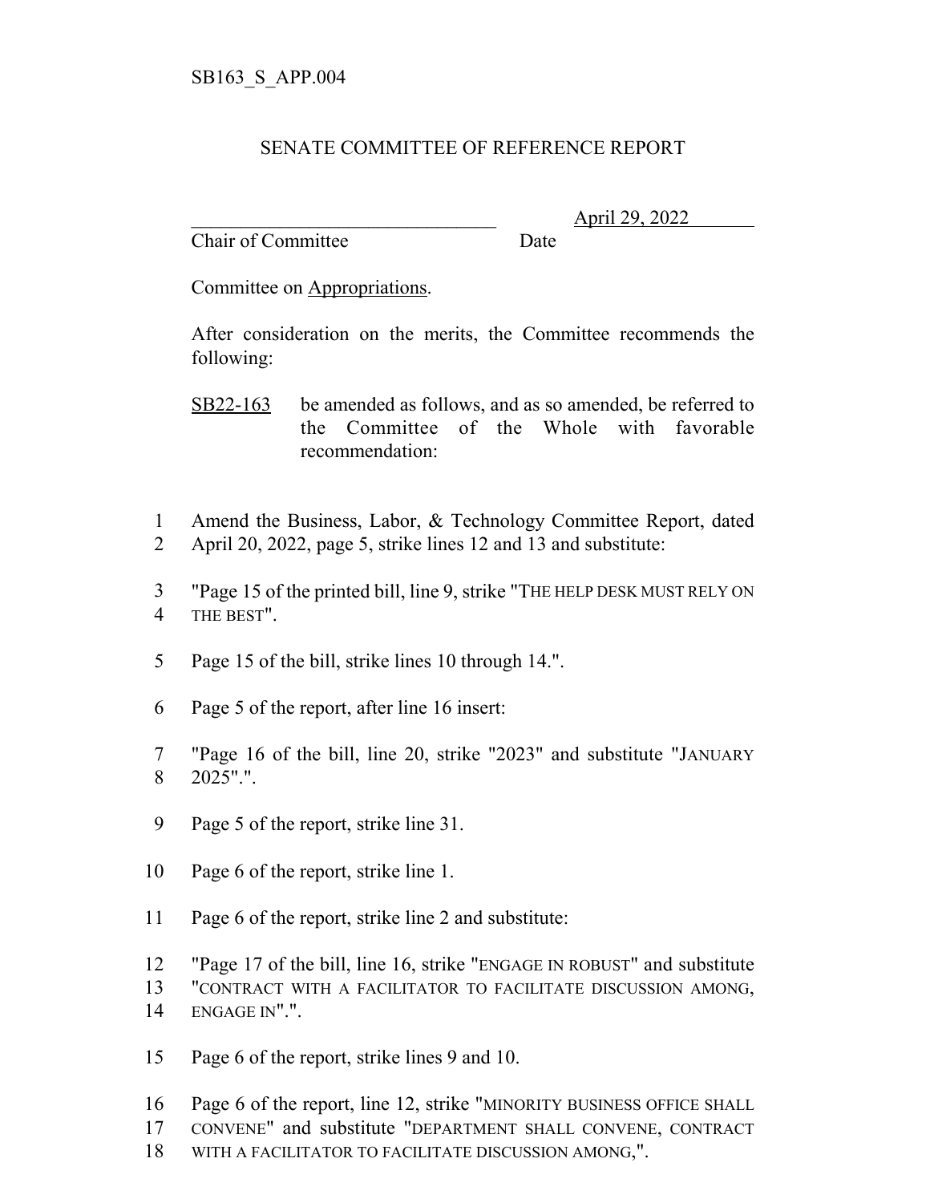SB163_S_APP.004

# SENATE COMMITTEE OF REFERENCE REPORT

________________________________ April 29, 2022
Chair of Committee Date

Committee on Appropriations.

After consideration on the merits, the Committee recommends the following:

SB22-163 be amended as follows, and as so amended, be referred to the Committee of the Whole with favorable recommendation:

1 Amend the Business, Labor, & Technology Committee Report, dated
2 April 20, 2022, page 5, strike lines 12 and 13 and substitute:

3 "Page 15 of the printed bill, line 9, strike "THE HELP DESK MUST RELY ON
4 THE BEST".

5 Page 15 of the bill, strike lines 10 through 14.".

6 Page 5 of the report, after line 16 insert:

7 "Page 16 of the bill, line 20, strike "2023" and substitute "JANUARY
8 2025".".

9 Page 5 of the report, strike line 31.

10 Page 6 of the report, strike line 1.

11 Page 6 of the report, strike line 2 and substitute:

12 "Page 17 of the bill, line 16, strike "ENGAGE IN ROBUST" and substitute
13 "CONTRACT WITH A FACILITATOR TO FACILITATE DISCUSSION AMONG,
14 ENGAGE IN".".

15 Page 6 of the report, strike lines 9 and 10.

16 Page 6 of the report, line 12, strike "MINORITY BUSINESS OFFICE SHALL
17 CONVENE" and substitute "DEPARTMENT SHALL CONVENE, CONTRACT
18 WITH A FACILITATOR TO FACILITATE DISCUSSION AMONG,".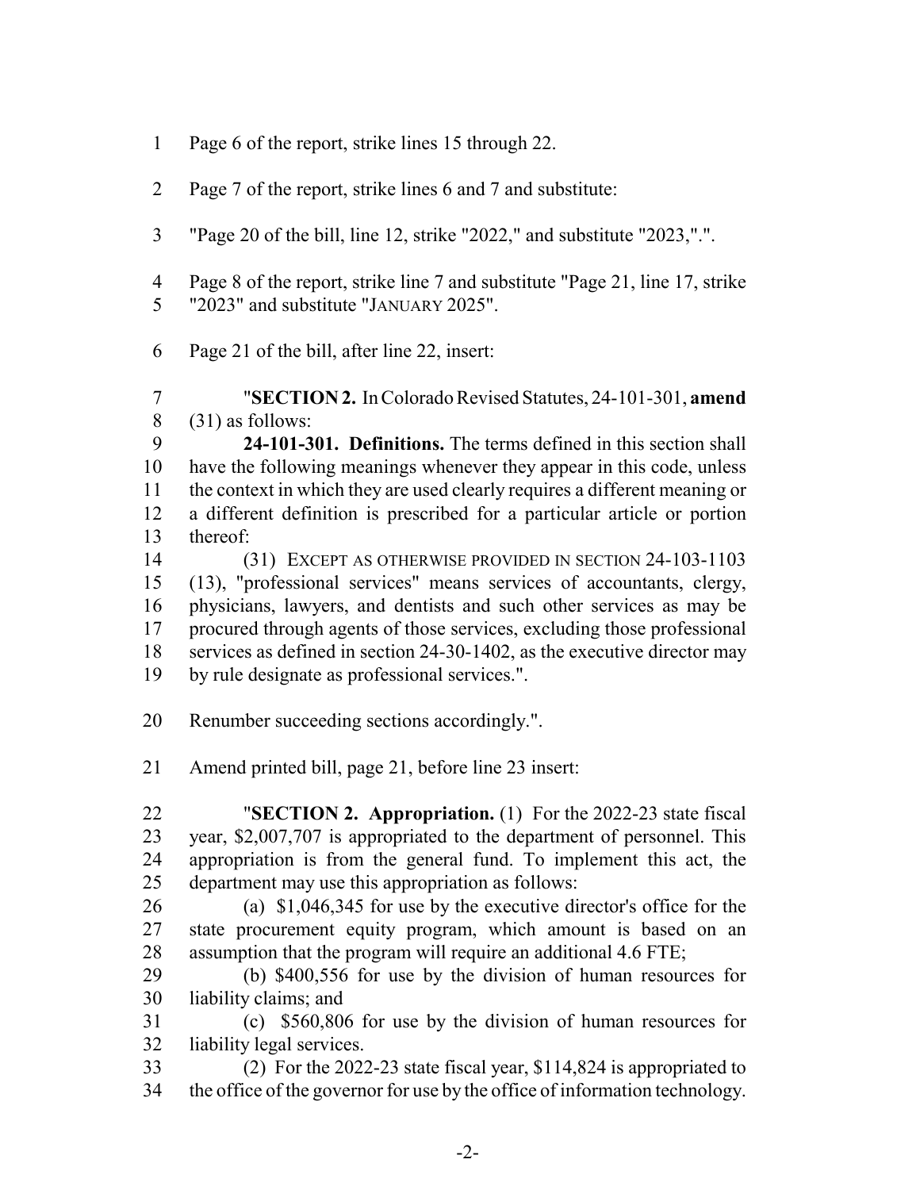Page 6 of the report, strike lines 15 through 22.

Page 7 of the report, strike lines 6 and 7 and substitute:

"Page 20 of the bill, line 12, strike "2022," and substitute "2023,".".

Page 8 of the report, strike line 7 and substitute "Page 21, line 17, strike "2023" and substitute "JANUARY 2025".

Page 21 of the bill, after line 22, insert:

"**SECTION 2.** In Colorado Revised Statutes, 24-101-301, **amend** (31) as follows:

**24-101-301. Definitions.** The terms defined in this section shall have the following meanings whenever they appear in this code, unless the context in which they are used clearly requires a different meaning or a different definition is prescribed for a particular article or portion thereof:

(31) EXCEPT AS OTHERWISE PROVIDED IN SECTION 24-103-1103 (13), "professional services" means services of accountants, clergy, physicians, lawyers, and dentists and such other services as may be procured through agents of those services, excluding those professional services as defined in section 24-30-1402, as the executive director may by rule designate as professional services.".

Renumber succeeding sections accordingly.".

Amend printed bill, page 21, before line 23 insert:

"**SECTION 2. Appropriation.** (1) For the 2022-23 state fiscal year, $2,007,707 is appropriated to the department of personnel. This appropriation is from the general fund. To implement this act, the department may use this appropriation as follows:

(a) $1,046,345 for use by the executive director's office for the state procurement equity program, which amount is based on an assumption that the program will require an additional 4.6 FTE;

(b) $400,556 for use by the division of human resources for liability claims; and

(c) $560,806 for use by the division of human resources for liability legal services.

(2) For the 2022-23 state fiscal year, $114,824 is appropriated to the office of the governor for use by the office of information technology.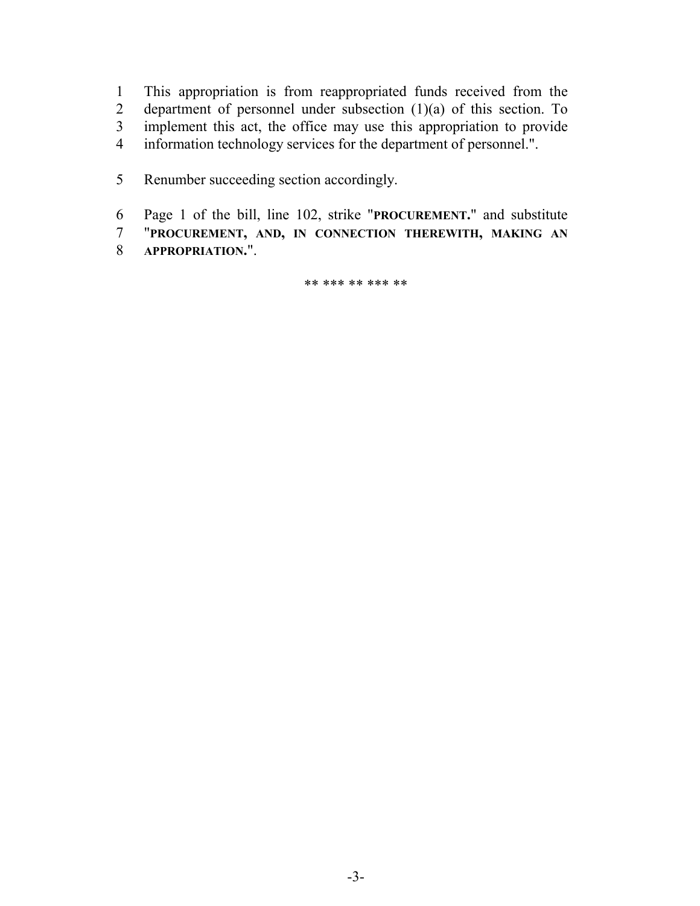This appropriation is from reappropriated funds received from the department of personnel under subsection (1)(a) of this section. To implement this act, the office may use this appropriation to provide information technology services for the department of personnel.".

Renumber succeeding section accordingly.

Page 1 of the bill, line 102, strike "**PROCUREMENT.**" and substitute "**PROCUREMENT, AND, IN CONNECTION THEREWITH, MAKING AN APPROPRIATION.**".

** *** ** *** **